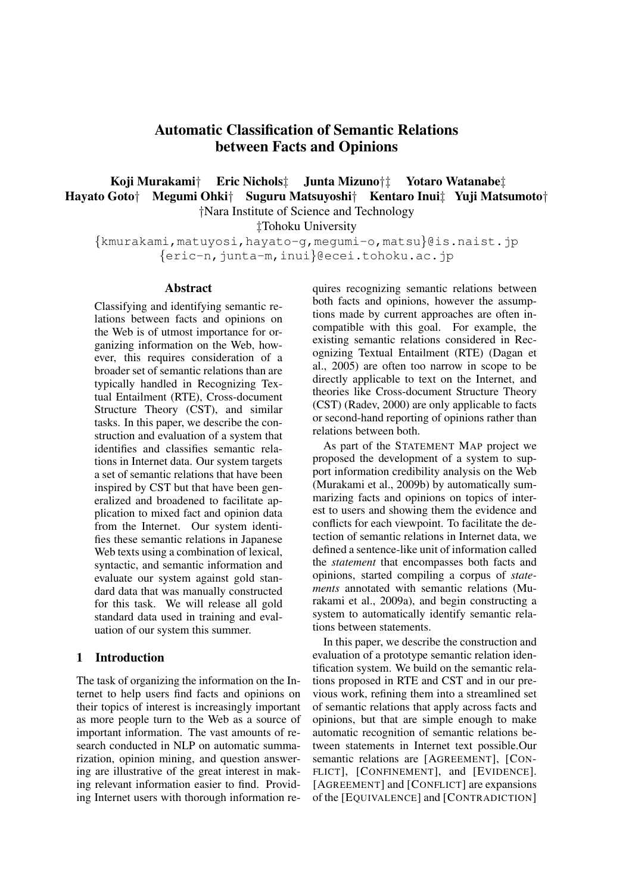# Automatic Classification of Semantic Relations between Facts and Opinions

**Koji Murakami† Eric Nichols‡ Junta Mizuno†‡ Yotaro Watanabe‡**
**Hayato Goto† Megumi Ohki† Suguru Matsuyoshi† Kentaro Inui‡ Yuji Matsumoto†**

†Nara Institute of Science and Technology
‡Tohoku University
{kmurakami,matuyosi,hayato-g,megumi-o,matsu}@is.naist.jp
{eric-n,junta-m,inui}@ecei.tohoku.ac.jp

## Abstract

Classifying and identifying semantic relations between facts and opinions on the Web is of utmost importance for organizing information on the Web, however, this requires consideration of a broader set of semantic relations than are typically handled in Recognizing Textual Entailment (RTE), Cross-document Structure Theory (CST), and similar tasks. In this paper, we describe the construction and evaluation of a system that identifies and classifies semantic relations in Internet data. Our system targets a set of semantic relations that have been inspired by CST but that have been generalized and broadened to facilitate application to mixed fact and opinion data from the Internet. Our system identifies these semantic relations in Japanese Web texts using a combination of lexical, syntactic, and semantic information and evaluate our system against gold standard data that was manually constructed for this task. We will release all gold standard data used in training and evaluation of our system this summer.

## 1 Introduction

The task of organizing the information on the Internet to help users find facts and opinions on their topics of interest is increasingly important as more people turn to the Web as a source of important information. The vast amounts of research conducted in NLP on automatic summarization, opinion mining, and question answering are illustrative of the great interest in making relevant information easier to find. Providing Internet users with thorough information requires recognizing semantic relations between both facts and opinions, however the assumptions made by current approaches are often incompatible with this goal. For example, the existing semantic relations considered in Recognizing Textual Entailment (RTE) (Dagan et al., 2005) are often too narrow in scope to be directly applicable to text on the Internet, and theories like Cross-document Structure Theory (CST) (Radev, 2000) are only applicable to facts or second-hand reporting of opinions rather than relations between both.

As part of the STATEMENT MAP project we proposed the development of a system to support information credibility analysis on the Web (Murakami et al., 2009b) by automatically summarizing facts and opinions on topics of interest to users and showing them the evidence and conflicts for each viewpoint. To facilitate the detection of semantic relations in Internet data, we defined a sentence-like unit of information called the *statement* that encompasses both facts and opinions, started compiling a corpus of *statements* annotated with semantic relations (Murakami et al., 2009a), and begin constructing a system to automatically identify semantic relations between statements.

In this paper, we describe the construction and evaluation of a prototype semantic relation identification system. We build on the semantic relations proposed in RTE and CST and in our previous work, refining them into a streamlined set of semantic relations that apply across facts and opinions, but that are simple enough to make automatic recognition of semantic relations between statements in Internet text possible.Our semantic relations are [AGREEMENT], [CONFLICT], [CONFINEMENT], and [EVIDENCE]. [AGREEMENT] and [CONFLICT] are expansions of the [EQUIVALENCE] and [CONTRADICTION]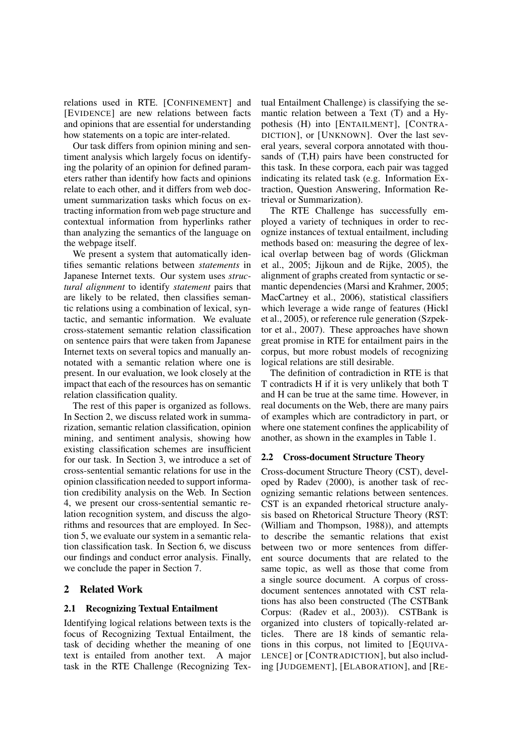relations used in RTE. [CONFINEMENT] and [EVIDENCE] are new relations between facts and opinions that are essential for understanding how statements on a topic are inter-related.

Our task differs from opinion mining and sentiment analysis which largely focus on identifying the polarity of an opinion for defined parameters rather than identify how facts and opinions relate to each other, and it differs from web document summarization tasks which focus on extracting information from web page structure and contextual information from hyperlinks rather than analyzing the semantics of the language on the webpage itself.

We present a system that automatically identifies semantic relations between *statements* in Japanese Internet texts. Our system uses *structural alignment* to identify *statement* pairs that are likely to be related, then classifies semantic relations using a combination of lexical, syntactic, and semantic information. We evaluate cross-statement semantic relation classification on sentence pairs that were taken from Japanese Internet texts on several topics and manually annotated with a semantic relation where one is present. In our evaluation, we look closely at the impact that each of the resources has on semantic relation classification quality.

The rest of this paper is organized as follows. In Section 2, we discuss related work in summarization, semantic relation classification, opinion mining, and sentiment analysis, showing how existing classification schemes are insufficient for our task. In Section 3, we introduce a set of cross-sentential semantic relations for use in the opinion classification needed to support information credibility analysis on the Web. In Section 4, we present our cross-sentential semantic relation recognition system, and discuss the algorithms and resources that are employed. In Section 5, we evaluate our system in a semantic relation classification task. In Section 6, we discuss our findings and conduct error analysis. Finally, we conclude the paper in Section 7.

## 2 Related Work

### 2.1 Recognizing Textual Entailment

Identifying logical relations between texts is the focus of Recognizing Textual Entailment, the task of deciding whether the meaning of one text is entailed from another text. A major task in the RTE Challenge (Recognizing Textual Entailment Challenge) is classifying the semantic relation between a Text (T) and a Hypothesis (H) into [ENTAILMENT], [CONTRADICTION], or [UNKNOWN]. Over the last several years, several corpora annotated with thousands of (T,H) pairs have been constructed for this task. In these corpora, each pair was tagged indicating its related task (e.g. Information Extraction, Question Answering, Information Retrieval or Summarization).

The RTE Challenge has successfully employed a variety of techniques in order to recognize instances of textual entailment, including methods based on: measuring the degree of lexical overlap between bag of words (Glickman et al., 2005; Jijkoun and de Rijke, 2005), the alignment of graphs created from syntactic or semantic dependencies (Marsi and Krahmer, 2005; MacCartney et al., 2006), statistical classifiers which leverage a wide range of features (Hickl et al., 2005), or reference rule generation (Szpektor et al., 2007). These approaches have shown great promise in RTE for entailment pairs in the corpus, but more robust models of recognizing logical relations are still desirable.

The definition of contradiction in RTE is that T contradicts H if it is very unlikely that both T and H can be true at the same time. However, in real documents on the Web, there are many pairs of examples which are contradictory in part, or where one statement confines the applicability of another, as shown in the examples in Table 1.

### 2.2 Cross-document Structure Theory

Cross-document Structure Theory (CST), developed by Radev (2000), is another task of recognizing semantic relations between sentences. CST is an expanded rhetorical structure analysis based on Rhetorical Structure Theory (RST: (William and Thompson, 1988)), and attempts to describe the semantic relations that exist between two or more sentences from different source documents that are related to the same topic, as well as those that come from a single source document. A corpus of cross-document sentences annotated with CST relations has also been constructed (The CSTBank Corpus: (Radev et al., 2003)). CSTBank is organized into clusters of topically-related articles. There are 18 kinds of semantic relations in this corpus, not limited to [EQUIVALENCE] or [CONTRADICTION], but also including [JUDGEMENT], [ELABORATION], and [RE-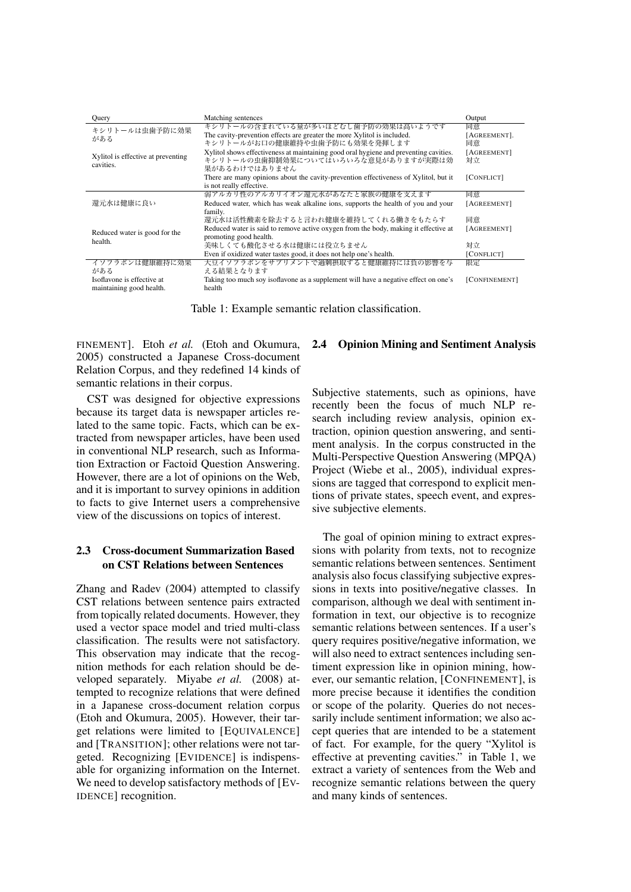| Query | Matching sentences | Output |
|---|---|---|
| キシリトールは虫歯予防に効果がある<br>Xylitol is effective at preventing cavities. | キシリトールの含まれている量が多いほどむし歯予防の効果は高いようです<br>The cavity-prevention effects are greater the more Xylitol is included. | 同意<br>[AGREEMENT]. |
| | キシリトールがお口の健康維持や虫歯予防にも効果を発揮します<br>Xylitol shows effectiveness at maintaining good oral hygiene and preventing cavities. | 同意<br>[AGREEMENT] |
| | キシリトールの虫歯抑制効果についてはいろいろな意見がありますが実際は効果があるわけではありません<br>There are many opinions about the cavity-prevention effectiveness of Xylitol, but it is not really effective. | 対立<br>[CONFLICT] |
| 還元水は健康に良い<br>Reduced water is good for the health. | 弱アルカリ性のアルカリイオン還元水があなたと家族の健康を支えます<br>Reduced water, which has weak alkaline ions, supports the health of you and your family. | 同意<br>[AGREEMENT] |
| | 還元水は活性酸素を除去すると言われ健康を維持してくれる働きをもたらす<br>Reduced water is said to remove active oxygen from the body, making it effective at promoting good health. | 同意<br>[AGREEMENT] |
| | 美味しくても酸化させる水は健康には役立ちません<br>Even if oxidized water tastes good, it does not help one's health. | 対立<br>[CONFLICT] |
| イソフラボンは健康維持に効果がある<br>Isoflavone is effective at maintaining good health. | 大豆イソフラボンをサプリメントで過剰摂取すると健康維持には負の影響を与える結果となります<br>Taking too much soy isoflavone as a supplement will have a negative effect on one's health | 限定<br>[CONFINEMENT] |

Table 1: Example semantic relation classification.

FINEMENT]. Etoh *et al.* (Etoh and Okumura, 2005) constructed a Japanese Cross-document Relation Corpus, and they redefined 14 kinds of semantic relations in their corpus.

CST was designed for objective expressions because its target data is newspaper articles related to the same topic. Facts, which can be extracted from newspaper articles, have been used in conventional NLP research, such as Information Extraction or Factoid Question Answering. However, there are a lot of opinions on the Web, and it is important to survey opinions in addition to facts to give Internet users a comprehensive view of the discussions on topics of interest.

### 2.3 Cross-document Summarization Based on CST Relations between Sentences

Zhang and Radev (2004) attempted to classify CST relations between sentence pairs extracted from topically related documents. However, they used a vector space model and tried multi-class classification. The results were not satisfactory. This observation may indicate that the recognition methods for each relation should be developed separately. Miyabe *et al.* (2008) attempted to recognize relations that were defined in a Japanese cross-document relation corpus (Etoh and Okumura, 2005). However, their target relations were limited to [EQUIVALENCE] and [TRANSITION]; other relations were not targeted. Recognizing [EVIDENCE] is indispensable for organizing information on the Internet. We need to develop satisfactory methods of [EVIDENCE] recognition.

### 2.4 Opinion Mining and Sentiment Analysis

Subjective statements, such as opinions, have recently been the focus of much NLP research including review analysis, opinion extraction, opinion question answering, and sentiment analysis. In the corpus constructed in the Multi-Perspective Question Answering (MPQA) Project (Wiebe et al., 2005), individual expressions are tagged that correspond to explicit mentions of private states, speech event, and expressive subjective elements.

The goal of opinion mining to extract expressions with polarity from texts, not to recognize semantic relations between sentences. Sentiment analysis also focus classifying subjective expressions in texts into positive/negative classes. In comparison, although we deal with sentiment information in text, our objective is to recognize semantic relations between sentences. If a user's query requires positive/negative information, we will also need to extract sentences including sentiment expression like in opinion mining, however, our semantic relation, [CONFINEMENT], is more precise because it identifies the condition or scope of the polarity. Queries do not necessarily include sentiment information; we also accept queries that are intended to be a statement of fact. For example, for the query "Xylitol is effective at preventing cavities." in Table 1, we extract a variety of sentences from the Web and recognize semantic relations between the query and many kinds of sentences.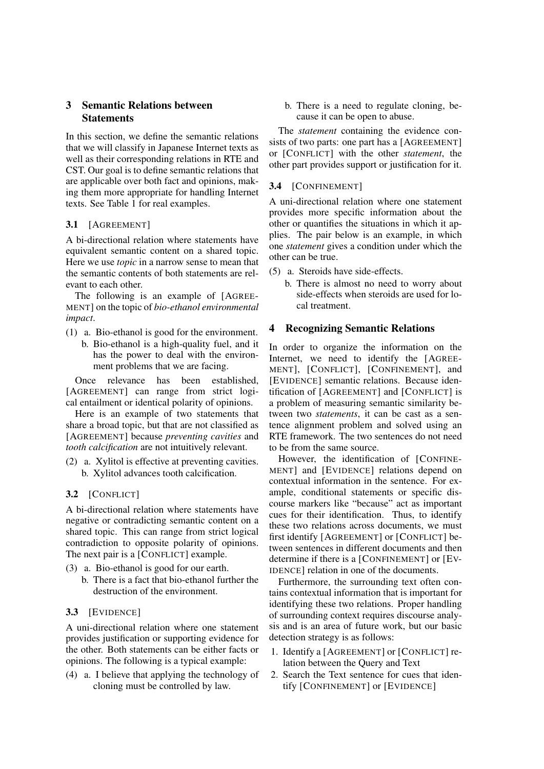## 3 Semantic Relations between Statements

In this section, we define the semantic relations that we will classify in Japanese Internet texts as well as their corresponding relations in RTE and CST. Our goal is to define semantic relations that are applicable over both fact and opinions, making them more appropriate for handling Internet texts. See Table 1 for real examples.

### 3.1 [AGREEMENT]

A bi-directional relation where statements have equivalent semantic content on a shared topic. Here we use *topic* in a narrow sense to mean that the semantic contents of both statements are relevant to each other.

The following is an example of [AGREEMENT] on the topic of *bio-ethanol environmental impact*.

(1) a. Bio-ethanol is good for the environment.
 b. Bio-ethanol is a high-quality fuel, and it has the power to deal with the environment problems that we are facing.

Once relevance has been established, [AGREEMENT] can range from strict logical entailment or identical polarity of opinions.

Here is an example of two statements that share a broad topic, but that are not classified as [AGREEMENT] because *preventing cavities* and *tooth calcification* are not intuitively relevant.

(2) a. Xylitol is effective at preventing cavities.
 b. Xylitol advances tooth calcification.

### 3.2 [CONFLICT]

A bi-directional relation where statements have negative or contradicting semantic content on a shared topic. This can range from strict logical contradiction to opposite polarity of opinions. The next pair is a [CONFLICT] example.

(3) a. Bio-ethanol is good for our earth.
 b. There is a fact that bio-ethanol further the destruction of the environment.

### 3.3 [EVIDENCE]

A uni-directional relation where one statement provides justification or supporting evidence for the other. Both statements can be either facts or opinions. The following is a typical example:

(4) a. I believe that applying the technology of cloning must be controlled by law.
 b. There is a need to regulate cloning, because it can be open to abuse.

The *statement* containing the evidence consists of two parts: one part has a [AGREEMENT] or [CONFLICT] with the other *statement*, the other part provides support or justification for it.

### 3.4 [CONFINEMENT]

A uni-directional relation where one statement provides more specific information about the other or quantifies the situations in which it applies. The pair below is an example, in which one *statement* gives a condition under which the other can be true.

(5) a. Steroids have side-effects.
 b. There is almost no need to worry about side-effects when steroids are used for local treatment.

## 4 Recognizing Semantic Relations

In order to organize the information on the Internet, we need to identify the [AGREEMENT], [CONFLICT], [CONFINEMENT], and [EVIDENCE] semantic relations. Because identification of [AGREEMENT] and [CONFLICT] is a problem of measuring semantic similarity between two *statements*, it can be cast as a sentence alignment problem and solved using an RTE framework. The two sentences do not need to be from the same source.

However, the identification of [CONFINEMENT] and [EVIDENCE] relations depend on contextual information in the sentence. For example, conditional statements or specific discourse markers like "because" act as important cues for their identification. Thus, to identify these two relations across documents, we must first identify [AGREEMENT] or [CONFLICT] between sentences in different documents and then determine if there is a [CONFINEMENT] or [EVIDENCE] relation in one of the documents.

Furthermore, the surrounding text often contains contextual information that is important for identifying these two relations. Proper handling of surrounding context requires discourse analysis and is an area of future work, but our basic detection strategy is as follows:

1. Identify a [AGREEMENT] or [CONFLICT] relation between the Query and Text
2. Search the Text sentence for cues that identify [CONFINEMENT] or [EVIDENCE]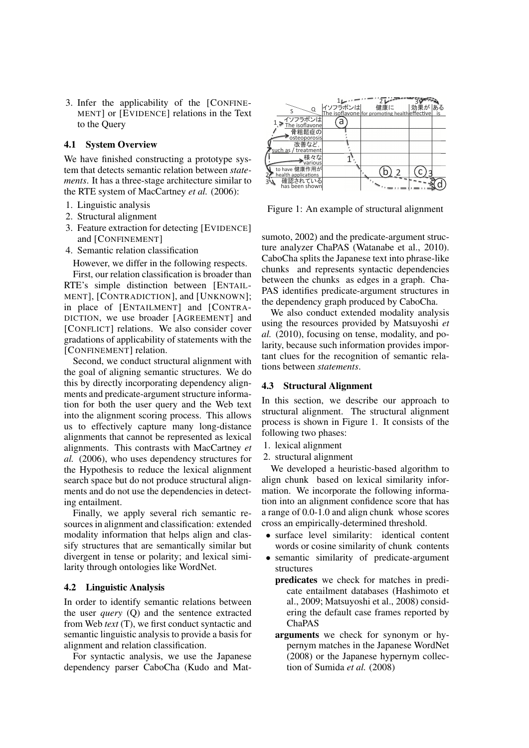3. Infer the applicability of the [CONFINEMENT] or [EVIDENCE] relations in the Text to the Query

### 4.1 System Overview

We have finished constructing a prototype system that detects semantic relation between *statements*. It has a three-stage architecture similar to the RTE system of MacCartney *et al.* (2006):

1. Linguistic analysis
2. Structural alignment
3. Feature extraction for detecting [EVIDENCE] and [CONFINEMENT]
4. Semantic relation classification

However, we differ in the following respects.

First, our relation classification is broader than RTE's simple distinction between [ENTAILMENT], [CONTRADICTION], and [UNKNOWN]; in place of [ENTAILMENT] and [CONTRADICTION, we use broader [AGREEMENT] and [CONFLICT] relations. We also consider cover gradations of applicability of statements with the [CONFINEMENT] relation.

Second, we conduct structural alignment with the goal of aligning semantic structures. We do this by directly incorporating dependency alignments and predicate-argument structure information for both the user query and the Web text into the alignment scoring process. This allows us to effectively capture many long-distance alignments that cannot be represented as lexical alignments. This contrasts with MacCartney *et al.* (2006), who uses dependency structures for the Hypothesis to reduce the lexical alignment search space but do not produce structural alignments and do not use the dependencies in detecting entailment.

Finally, we apply several rich semantic resources in alignment and classification: extended modality information that helps align and classify structures that are semantically similar but divergent in tense or polarity; and lexical similarity through ontologies like WordNet.

### 4.2 Linguistic Analysis

In order to identify semantic relations between the user *query* (Q) and the sentence extracted from Web *text* (T), we first conduct syntactic and semantic linguistic analysis to provide a basis for alignment and relation classification.

For syntactic analysis, we use the Japanese dependency parser CaboCha (Kudo and Matsumoto, 2002) and the predicate-argument structure analyzer ChaPAS (Watanabe et al., 2010). CaboCha splits the Japanese text into phrase-like chunks and represents syntactic dependencies between the chunks as edges in a graph. ChaPAS identifies predicate-argument structures in the dependency graph produced by CaboCha.

We also conduct extended modality analysis using the resources provided by Matsuyoshi *et al.* (2010), focusing on tense, modality, and polarity, because such information provides important clues for the recognition of semantic relations between *statements*.

Figure 1: An example of structural alignment

### 4.3 Structural Alignment

In this section, we describe our approach to structural alignment. The structural alignment process is shown in Figure 1. It consists of the following two phases:

1. lexical alignment
2. structural alignment

We developed a heuristic-based algorithm to align chunk based on lexical similarity information. We incorporate the following information into an alignment confidence score that has a range of 0.0-1.0 and align chunk whose scores cross an empirically-determined threshold.

- surface level similarity: identical content words or cosine similarity of chunk contents
- semantic similarity of predicate-argument structures
  - **predicates** we check for matches in predicate entailment databases (Hashimoto et al., 2009; Matsuyoshi et al., 2008) considering the default case frames reported by ChaPAS
  - **arguments** we check for synonym or hypernym matches in the Japanese WordNet (2008) or the Japanese hypernym collection of Sumida *et al.* (2008)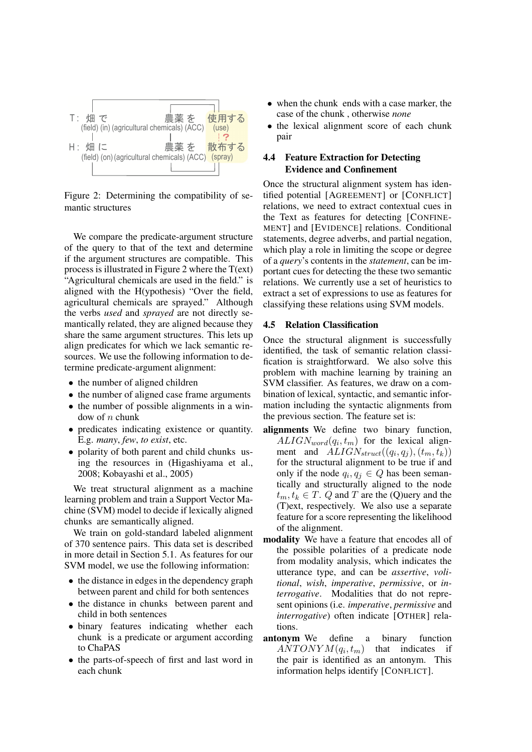T: 畑 で 農薬 を 使用する
(field) (in) (agricultural chemicals) (ACC) (use)

H: 畑 に 農薬 を 散布する
(field) (on) (agricultural chemicals) (ACC) (spray)

Figure 2: Determining the compatibility of semantic structures

We compare the predicate-argument structure of the query to that of the text and determine if the argument structures are compatible. This process is illustrated in Figure 2 where the T(ext) "Agricultural chemicals are used in the field." is aligned with the H(ypothesis) "Over the field, agricultural chemicals are sprayed." Although the verbs *used* and *sprayed* are not directly semantically related, they are aligned because they share the same argument structures. This lets up align predicates for which we lack semantic resources. We use the following information to determine predicate-argument alignment:

- the number of aligned children
- the number of aligned case frame arguments
- the number of possible alignments in a window of $n$ chunk
- predicates indicating existence or quantity. E.g. *many*, *few*, *to exist*, etc.
- polarity of both parent and child chunks using the resources in (Higashiyama et al., 2008; Kobayashi et al., 2005)

We treat structural alignment as a machine learning problem and train a Support Vector Machine (SVM) model to decide if lexically aligned chunks are semantically aligned.

We train on gold-standard labeled alignment of 370 sentence pairs. This data set is described in more detail in Section 5.1. As features for our SVM model, we use the following information:

- the distance in edges in the dependency graph between parent and child for both sentences
- the distance in chunks between parent and child in both sentences
- binary features indicating whether each chunk is a predicate or argument according to ChaPAS
- the parts-of-speech of first and last word in each chunk
- when the chunk ends with a case marker, the case of the chunk , otherwise *none*
- the lexical alignment score of each chunk pair

### 4.4 Feature Extraction for Detecting Evidence and Confinement

Once the structural alignment system has identified potential [AGREEMENT] or [CONFLICT] relations, we need to extract contextual cues in the Text as features for detecting [CONFINEMENT] and [EVIDENCE] relations. Conditional statements, degree adverbs, and partial negation, which play a role in limiting the scope or degree of a *query*'s contents in the *statement*, can be important cues for detecting the these two semantic relations. We currently use a set of heuristics to extract a set of expressions to use as features for classifying these relations using SVM models.

### 4.5 Relation Classification

Once the structural alignment is successfully identified, the task of semantic relation classification is straightforward. We also solve this problem with machine learning by training an SVM classifier. As features, we draw on a combination of lexical, syntactic, and semantic information including the syntactic alignments from the previous section. The feature set is:

**alignments** We define two binary function, $ALIGN_{word}(q_i, t_m)$ for the lexical alignment and $ALIGN_{struct}((q_i, q_j), (t_m, t_k))$ for the structural alignment to be true if and only if the node $q_i, q_j \in Q$ has been semantically and structurally aligned to the node $t_m, t_k \in T$. $Q$ and $T$ are the (Q)uery and the (T)ext, respectively. We also use a separate feature for a score representing the likelihood of the alignment.

**modality** We have a feature that encodes all of the possible polarities of a predicate node from modality analysis, which indicates the utterance type, and can be *assertive*, *volitional*, *wish*, *imperative*, *permissive*, or *interrogative*. Modalities that do not represent opinions (i.e. *imperative*, *permissive* and *interrogative*) often indicate [OTHER] relations.

**antonym** We define a binary function $ANTONYM(q_i, t_m)$ that indicates if the pair is identified as an antonym. This information helps identify [CONFLICT].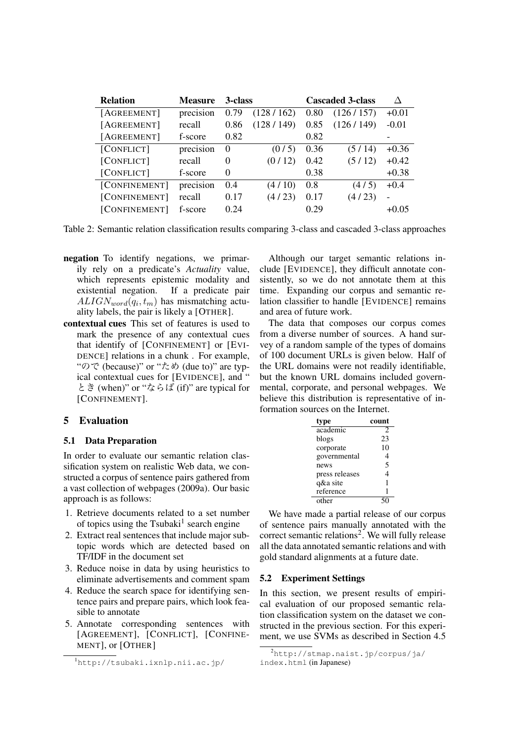| Relation | Measure | 3-class | | Cascaded 3-class | | Δ |
|---|---|---|---|---|---|---|
| [AGREEMENT] | precision | 0.79 | (128 / 162) | 0.80 | (126 / 157) | +0.01 |
| [AGREEMENT] | recall | 0.86 | (128 / 149) | 0.85 | (126 / 149) | -0.01 |
| [AGREEMENT] | f-score | 0.82 | | 0.82 | | - |
| [CONFLICT] | precision | 0 | (0 / 5) | 0.36 | (5 / 14) | +0.36 |
| [CONFLICT] | recall | 0 | (0 / 12) | 0.42 | (5 / 12) | +0.42 |
| [CONFLICT] | f-score | 0 | | 0.38 | | +0.38 |
| [CONFINEMENT] | precision | 0.4 | (4 / 10) | 0.8 | (4 / 5) | +0.4 |
| [CONFINEMENT] | recall | 0.17 | (4 / 23) | 0.17 | (4 / 23) | - |
| [CONFINEMENT] | f-score | 0.24 | | 0.29 | | +0.05 |

Table 2: Semantic relation classification results comparing 3-class and cascaded 3-class approaches

**negation** To identify negations, we primarily rely on a predicate's *Actuality* value, which represents epistemic modality and existential negation. If a predicate pair $ALIGN_{word}(q_i, t_m)$ has mismatching actuality labels, the pair is likely a [OTHER].

**contextual cues** This set of features is used to mark the presence of any contextual cues that identify of [CONFINEMENT] or [EVIDENCE] relations in a chunk . For example, "ので (because)" or "ため (due to)" are typical contextual cues for [EVIDENCE], and "とき (when)" or "ならば (if)" are typical for [CONFINEMENT].

## 5 Evaluation

### 5.1 Data Preparation

In order to evaluate our semantic relation classification system on realistic Web data, we constructed a corpus of sentence pairs gathered from a vast collection of webpages (2009a). Our basic approach is as follows:

1. Retrieve documents related to a set number of topics using the Tsubaki[1] search engine
2. Extract real sentences that include major subtopic words which are detected based on TF/IDF in the document set
3. Reduce noise in data by using heuristics to eliminate advertisements and comment spam
4. Reduce the search space for identifying sentence pairs and prepare pairs, which look feasible to annotate
5. Annotate corresponding sentences with [AGREEMENT], [CONFLICT], [CONFINEMENT], or [OTHER]

[1] http://tsubaki.ixnlp.nii.ac.jp/

Although our target semantic relations include [EVIDENCE], they difficult annotate consistently, so we do not annotate them at this time. Expanding our corpus and semantic relation classifier to handle [EVIDENCE] remains and area of future work.

The data that composes our corpus comes from a diverse number of sources. A hand survey of a random sample of the types of domains of 100 document URLs is given below. Half of the URL domains were not readily identifiable, but the known URL domains included governmental, corporate, and personal webpages. We believe this distribution is representative of information sources on the Internet.

| type | count |
|---|---|
| academic | 2 |
| blogs | 23 |
| corporate | 10 |
| governmental | 4 |
| news | 5 |
| press releases | 4 |
| q&a site | 1 |
| reference | 1 |
| other | 50 |

We have made a partial release of our corpus of sentence pairs manually annotated with the correct semantic relations[2]. We will fully release all the data annotated semantic relations and with gold standard alignments at a future date.

### 5.2 Experiment Settings

In this section, we present results of empirical evaluation of our proposed semantic relation classification system on the dataset we constructed in the previous section. For this experiment, we use SVMs as described in Section 4.5

[2] http://stmap.naist.jp/corpus/ja/index.html (in Japanese)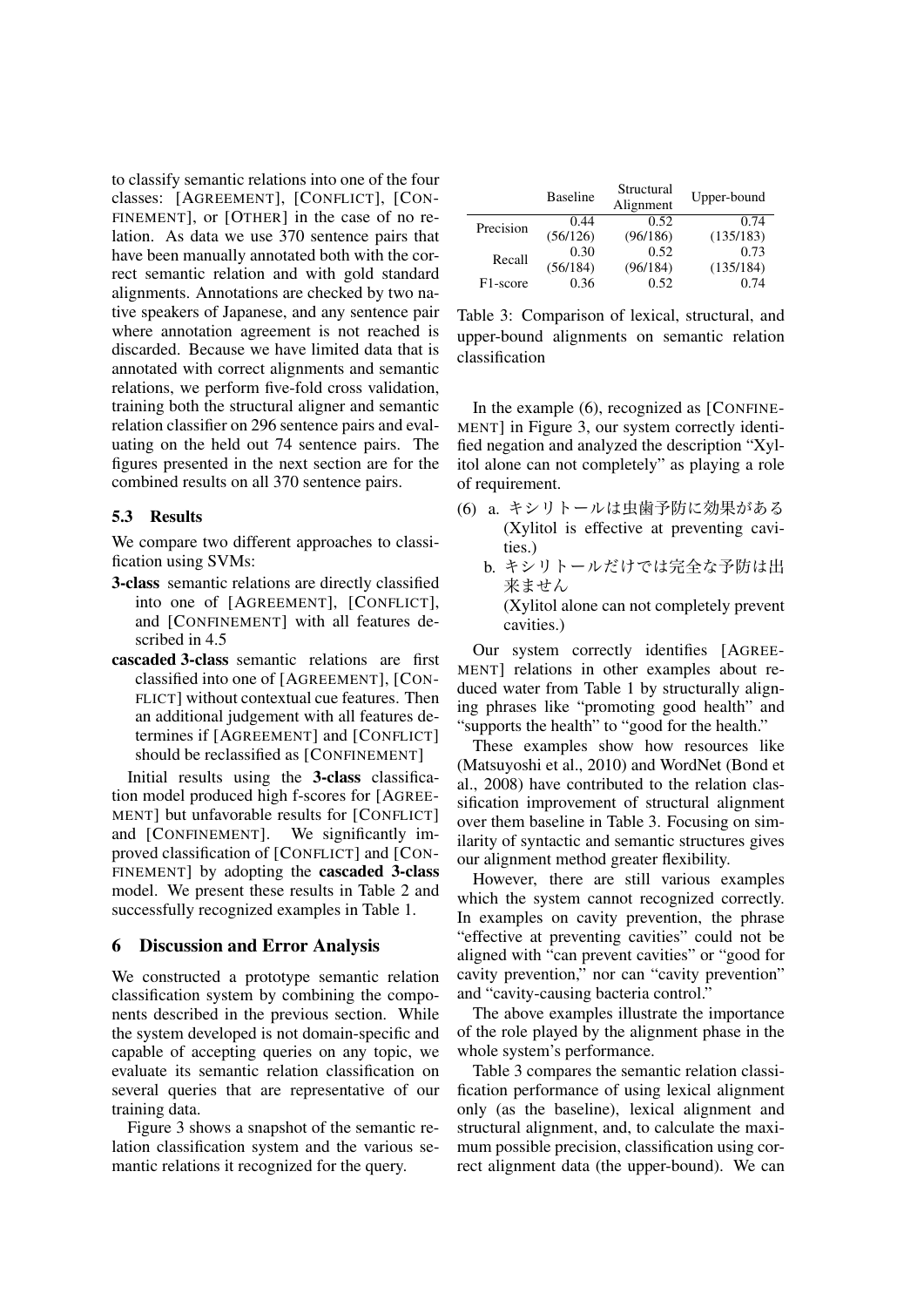to classify semantic relations into one of the four classes: [AGREEMENT], [CONFLICT], [CONFINEMENT], or [OTHER] in the case of no relation. As data we use 370 sentence pairs that have been manually annotated both with the correct semantic relation and with gold standard alignments. Annotations are checked by two native speakers of Japanese, and any sentence pair where annotation agreement is not reached is discarded. Because we have limited data that is annotated with correct alignments and semantic relations, we perform five-fold cross validation, training both the structural aligner and semantic relation classifier on 296 sentence pairs and evaluating on the held out 74 sentence pairs. The figures presented in the next section are for the combined results on all 370 sentence pairs.

### 5.3 Results

We compare two different approaches to classification using SVMs:

**3-class** semantic relations are directly classified into one of [AGREEMENT], [CONFLICT], and [CONFINEMENT] with all features described in 4.5

**cascaded 3-class** semantic relations are first classified into one of [AGREEMENT], [CONFLICT] without contextual cue features. Then an additional judgement with all features determines if [AGREEMENT] and [CONFLICT] should be reclassified as [CONFINEMENT]

Initial results using the **3-class** classification model produced high f-scores for [AGREEMENT] but unfavorable results for [CONFLICT] and [CONFINEMENT]. We significantly improved classification of [CONFLICT] and [CONFINEMENT] by adopting the **cascaded 3-class** model. We present these results in Table 2 and successfully recognized examples in Table 1.

## 6 Discussion and Error Analysis

We constructed a prototype semantic relation classification system by combining the components described in the previous section. While the system developed is not domain-specific and capable of accepting queries on any topic, we evaluate its semantic relation classification on several queries that are representative of our training data.

Figure 3 shows a snapshot of the semantic relation classification system and the various semantic relations it recognized for the query.

| | Baseline | Structural Alignment | Upper-bound |
|---|---|---|---|
| Precision | 0.44 (56/126) | 0.52 (96/186) | 0.74 (135/183) |
| Recall | 0.30 (56/184) | 0.52 (96/184) | 0.73 (135/184) |
| F1-score | 0.36 | 0.52 | 0.74 |

Table 3: Comparison of lexical, structural, and upper-bound alignments on semantic relation classification

In the example (6), recognized as [CONFINEMENT] in Figure 3, our system correctly identified negation and analyzed the description "Xylitol alone can not completely" as playing a role of requirement.

(6) a. キシリトールは虫歯予防に効果がある
(Xylitol is effective at preventing cavities.)

b. キシリトールだけでは完全な予防は出来ません
(Xylitol alone can not completely prevent cavities.)

Our system correctly identifies [AGREEMENT] relations in other examples about reduced water from Table 1 by structurally aligning phrases like "promoting good health" and "supports the health" to "good for the health."

These examples show how resources like (Matsuyoshi et al., 2010) and WordNet (Bond et al., 2008) have contributed to the relation classification improvement of structural alignment over them baseline in Table 3. Focusing on similarity of syntactic and semantic structures gives our alignment method greater flexibility.

However, there are still various examples which the system cannot recognized correctly. In examples on cavity prevention, the phrase "effective at preventing cavities" could not be aligned with "can prevent cavities" or "good for cavity prevention," nor can "cavity prevention" and "cavity-causing bacteria control."

The above examples illustrate the importance of the role played by the alignment phase in the whole system's performance.

Table 3 compares the semantic relation classification performance of using lexical alignment only (as the baseline), lexical alignment and structural alignment, and, to calculate the maximum possible precision, classification using correct alignment data (the upper-bound). We can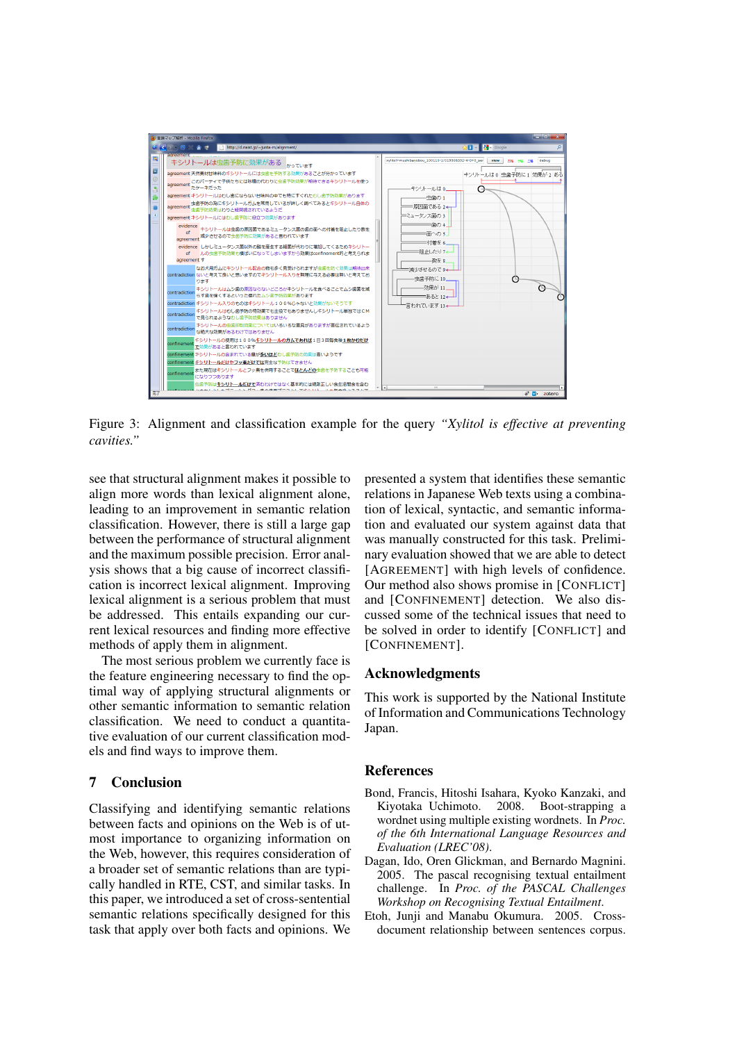Figure 3: Alignment and classification example for the query *"Xylitol is effective at preventing cavities."*

see that structural alignment makes it possible to align more words than lexical alignment alone, leading to an improvement in semantic relation classification. However, there is still a large gap between the performance of structural alignment and the maximum possible precision. Error analysis shows that a big cause of incorrect classification is incorrect lexical alignment. Improving lexical alignment is a serious problem that must be addressed. This entails expanding our current lexical resources and finding more effective methods of apply them in alignment.

The most serious problem we currently face is the feature engineering necessary to find the optimal way of applying structural alignments or other semantic information to semantic relation classification. We need to conduct a quantitative evaluation of our current classification models and find ways to improve them.

## 7 Conclusion

Classifying and identifying semantic relations between facts and opinions on the Web is of utmost importance to organizing information on the Web, however, this requires consideration of a broader set of semantic relations than are typically handled in RTE, CST, and similar tasks. In this paper, we introduced a set of cross-sentential semantic relations specifically designed for this task that apply over both facts and opinions. We presented a system that identifies these semantic relations in Japanese Web texts using a combination of lexical, syntactic, and semantic information and evaluated our system against data that was manually constructed for this task. Preliminary evaluation showed that we are able to detect [AGREEMENT] with high levels of confidence. Our method also shows promise in [CONFLICT] and [CONFINEMENT] detection. We also discussed some of the technical issues that need to be solved in order to identify [CONFLICT] and [CONFINEMENT].

## Acknowledgments

This work is supported by the National Institute of Information and Communications Technology Japan.

## References

Bond, Francis, Hitoshi Isahara, Kyoko Kanzaki, and Kiyotaka Uchimoto. 2008. Boot-strapping a wordnet using multiple existing wordnets. In *Proc. of the 6th International Language Resources and Evaluation (LREC'08)*.

Dagan, Ido, Oren Glickman, and Bernardo Magnini. 2005. The pascal recognising textual entailment challenge. In *Proc. of the PASCAL Challenges Workshop on Recognising Textual Entailment*.

Etoh, Junji and Manabu Okumura. 2005. Cross-document relationship between sentences corpus.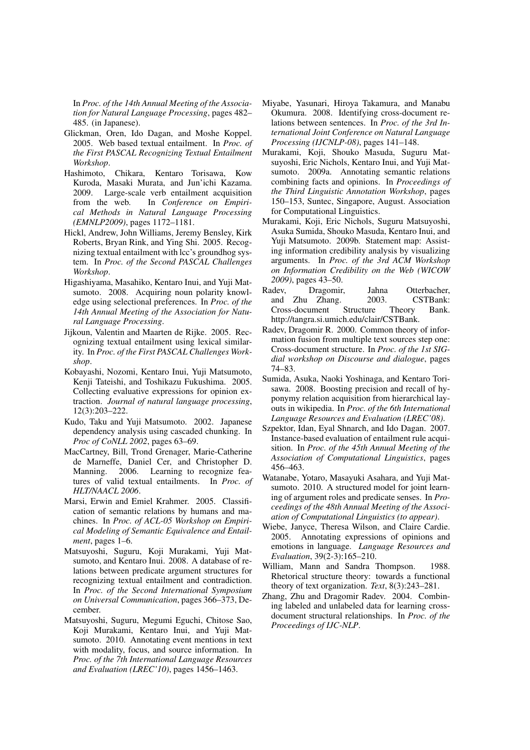In *Proc. of the 14th Annual Meeting of the Association for Natural Language Processing*, pages 482–485. (in Japanese).

Glickman, Oren, Ido Dagan, and Moshe Koppel. 2005. Web based textual entailment. In *Proc. of the First PASCAL Recognizing Textual Entailment Workshop*.

Hashimoto, Chikara, Kentaro Torisawa, Kow Kuroda, Masaki Murata, and Jun'ichi Kazama. 2009. Large-scale verb entailment acquisition from the web. In *Conference on Empirical Methods in Natural Language Processing (EMNLP2009)*, pages 1172–1181.

Hickl, Andrew, John Williams, Jeremy Bensley, Kirk Roberts, Bryan Rink, and Ying Shi. 2005. Recognizing textual entailment with lcc's groundhog system. In *Proc. of the Second PASCAL Challenges Workshop*.

Higashiyama, Masahiko, Kentaro Inui, and Yuji Matsumoto. 2008. Acquiring noun polarity knowledge using selectional preferences. In *Proc. of the 14th Annual Meeting of the Association for Natural Language Processing*.

Jijkoun, Valentin and Maarten de Rijke. 2005. Recognizing textual entailment using lexical similarity. In *Proc. of the First PASCAL Challenges Workshop*.

Kobayashi, Nozomi, Kentaro Inui, Yuji Matsumoto, Kenji Tateishi, and Toshikazu Fukushima. 2005. Collecting evaluative expressions for opinion extraction. *Journal of natural language processing*, 12(3):203–222.

Kudo, Taku and Yuji Matsumoto. 2002. Japanese dependency analysis using cascaded chunking. In *Proc of CoNLL 2002*, pages 63–69.

MacCartney, Bill, Trond Grenager, Marie-Catherine de Marneffe, Daniel Cer, and Christopher D. Manning. 2006. Learning to recognize features of valid textual entailments. In *Proc. of HLT/NAACL 2006*.

Marsi, Erwin and Emiel Krahmer. 2005. Classification of semantic relations by humans and machines. In *Proc. of ACL-05 Workshop on Empirical Modeling of Semantic Equivalence and Entailment*, pages 1–6.

Matsuyoshi, Suguru, Koji Murakami, Yuji Matsumoto, and Kentaro Inui. 2008. A database of relations between predicate argument structures for recognizing textual entailment and contradiction. In *Proc. of the Second International Symposium on Universal Communication*, pages 366–373, December.

Matsuyoshi, Suguru, Megumi Eguchi, Chitose Sao, Koji Murakami, Kentaro Inui, and Yuji Matsumoto. 2010. Annotating event mentions in text with modality, focus, and source information. In *Proc. of the 7th International Language Resources and Evaluation (LREC'10)*, pages 1456–1463.

Miyabe, Yasunari, Hiroya Takamura, and Manabu Okumura. 2008. Identifying cross-document relations between sentences. In *Proc. of the 3rd International Joint Conference on Natural Language Processing (IJCNLP-08)*, pages 141–148.

Murakami, Koji, Shouko Masuda, Suguru Matsuyoshi, Eric Nichols, Kentaro Inui, and Yuji Matsumoto. 2009a. Annotating semantic relations combining facts and opinions. In *Proceedings of the Third Linguistic Annotation Workshop*, pages 150–153, Suntec, Singapore, August. Association for Computational Linguistics.

Murakami, Koji, Eric Nichols, Suguru Matsuyoshi, Asuka Sumida, Shouko Masuda, Kentaro Inui, and Yuji Matsumoto. 2009b. Statement map: Assisting information credibility analysis by visualizing arguments. In *Proc. of the 3rd ACM Workshop on Information Credibility on the Web (WICOW 2009)*, pages 43–50.

Radev, Dragomir, Jahna Otterbacher, and Zhu Zhang. 2003. CSTBank: Cross-document Structure Theory Bank. http://tangra.si.umich.edu/clair/CSTBank.

Radev, Dragomir R. 2000. Common theory of information fusion from multiple text sources step one: Cross-document structure. In *Proc. of the 1st SIGdial workshop on Discourse and dialogue*, pages 74–83.

Sumida, Asuka, Naoki Yoshinaga, and Kentaro Torisawa. 2008. Boosting precision and recall of hyponymy relation acquisition from hierarchical layouts in wikipedia. In *Proc. of the 6th International Language Resources and Evaluation (LREC'08)*.

Szpektor, Idan, Eyal Shnarch, and Ido Dagan. 2007. Instance-based evaluation of entailment rule acquisition. In *Proc. of the 45th Annual Meeting of the Association of Computational Linguistics*, pages 456–463.

Watanabe, Yotaro, Masayuki Asahara, and Yuji Matsumoto. 2010. A structured model for joint learning of argument roles and predicate senses. In *Proceedings of the 48th Annual Meeting of the Association of Computational Linguistics (to appear)*.

Wiebe, Janyce, Theresa Wilson, and Claire Cardie. 2005. Annotating expressions of opinions and emotions in language. *Language Resources and Evaluation*, 39(2-3):165–210.

William, Mann and Sandra Thompson. 1988. Rhetorical structure theory: towards a functional theory of text organization. *Text*, 8(3):243–281.

Zhang, Zhu and Dragomir Radev. 2004. Combining labeled and unlabeled data for learning cross-document structural relationships. In *Proc. of the Proceedings of IJC-NLP*.